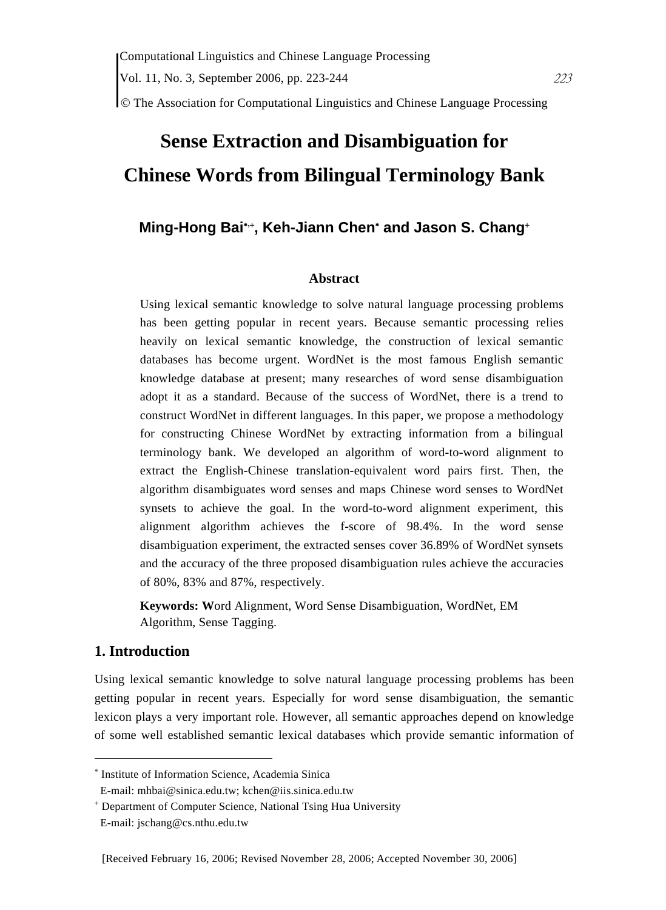# Sense Extraction and Disambiguation for Chinese Words from Bilingual Terminology Bank

**Ming-Hong Bai[*,+], Keh-Jiann Chen[*] and Jason S. Chang[+]**

### Abstract

Using lexical semantic knowledge to solve natural language processing problems has been getting popular in recent years. Because semantic processing relies heavily on lexical semantic knowledge, the construction of lexical semantic databases has become urgent. WordNet is the most famous English semantic knowledge database at present; many researches of word sense disambiguation adopt it as a standard. Because of the success of WordNet, there is a trend to construct WordNet in different languages. In this paper, we propose a methodology for constructing Chinese WordNet by extracting information from a bilingual terminology bank. We developed an algorithm of word-to-word alignment to extract the English-Chinese translation-equivalent word pairs first. Then, the algorithm disambiguates word senses and maps Chinese word senses to WordNet synsets to achieve the goal. In the word-to-word alignment experiment, this alignment algorithm achieves the f-score of 98.4%. In the word sense disambiguation experiment, the extracted senses cover 36.89% of WordNet synsets and the accuracy of the three proposed disambiguation rules achieve the accuracies of 80%, 83% and 87%, respectively.

**Keywords: W**ord Alignment, Word Sense Disambiguation, WordNet, EM Algorithm, Sense Tagging.

## 1. Introduction

Using lexical semantic knowledge to solve natural language processing problems has been getting popular in recent years. Especially for word sense disambiguation, the semantic lexicon plays a very important role. However, all semantic approaches depend on knowledge of some well established semantic lexical databases which provide semantic information of

---

[*] Institute of Information Science, Academia Sinica
E-mail: mhbai@sinica.edu.tw; kchen@iis.sinica.edu.tw

[+] Department of Computer Science, National Tsing Hua University
E-mail: jschang@cs.nthu.edu.tw

[Received February 16, 2006; Revised November 28, 2006; Accepted November 30, 2006]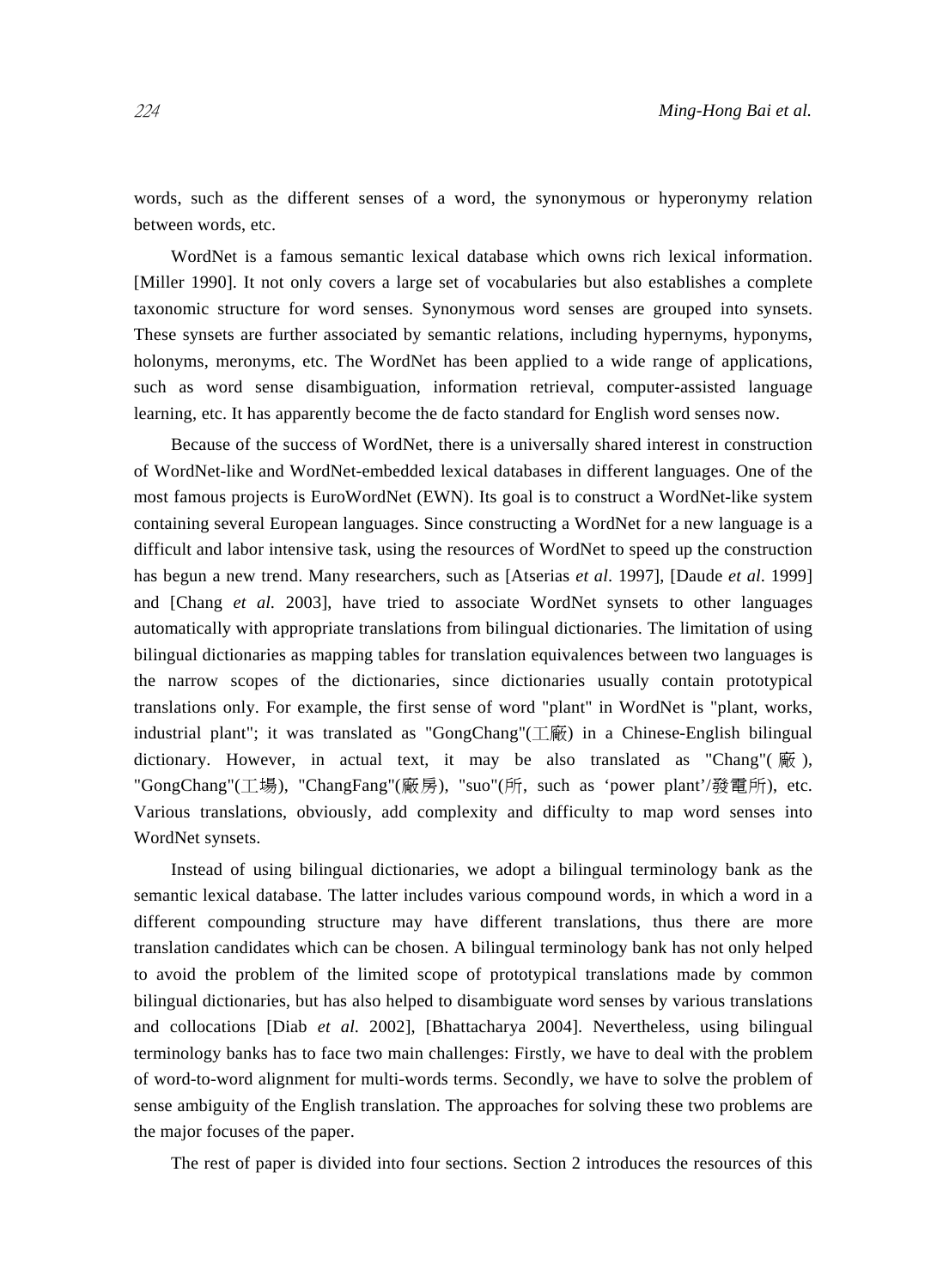words, such as the different senses of a word, the synonymous or hyperonymy relation between words, etc.

WordNet is a famous semantic lexical database which owns rich lexical information. [Miller 1990]. It not only covers a large set of vocabularies but also establishes a complete taxonomic structure for word senses. Synonymous word senses are grouped into synsets. These synsets are further associated by semantic relations, including hypernyms, hyponyms, holonyms, meronyms, etc. The WordNet has been applied to a wide range of applications, such as word sense disambiguation, information retrieval, computer-assisted language learning, etc. It has apparently become the de facto standard for English word senses now.

Because of the success of WordNet, there is a universally shared interest in construction of WordNet-like and WordNet-embedded lexical databases in different languages. One of the most famous projects is EuroWordNet (EWN). Its goal is to construct a WordNet-like system containing several European languages. Since constructing a WordNet for a new language is a difficult and labor intensive task, using the resources of WordNet to speed up the construction has begun a new trend. Many researchers, such as [Atserias *et al*. 1997], [Daude *et al*. 1999] and [Chang *et al.* 2003], have tried to associate WordNet synsets to other languages automatically with appropriate translations from bilingual dictionaries. The limitation of using bilingual dictionaries as mapping tables for translation equivalences between two languages is the narrow scopes of the dictionaries, since dictionaries usually contain prototypical translations only. For example, the first sense of word "plant" in WordNet is "plant, works, industrial plant"; it was translated as "GongChang"(工廠) in a Chinese-English bilingual dictionary. However, in actual text, it may be also translated as "Chang"(廠), "GongChang"(工場), "ChangFang"(廠房), "suo"(所, such as 'power plant'/發電所), etc. Various translations, obviously, add complexity and difficulty to map word senses into WordNet synsets.

Instead of using bilingual dictionaries, we adopt a bilingual terminology bank as the semantic lexical database. The latter includes various compound words, in which a word in a different compounding structure may have different translations, thus there are more translation candidates which can be chosen. A bilingual terminology bank has not only helped to avoid the problem of the limited scope of prototypical translations made by common bilingual dictionaries, but has also helped to disambiguate word senses by various translations and collocations [Diab *et al.* 2002], [Bhattacharya 2004]. Nevertheless, using bilingual terminology banks has to face two main challenges: Firstly, we have to deal with the problem of word-to-word alignment for multi-words terms. Secondly, we have to solve the problem of sense ambiguity of the English translation. The approaches for solving these two problems are the major focuses of the paper.

The rest of paper is divided into four sections. Section 2 introduces the resources of this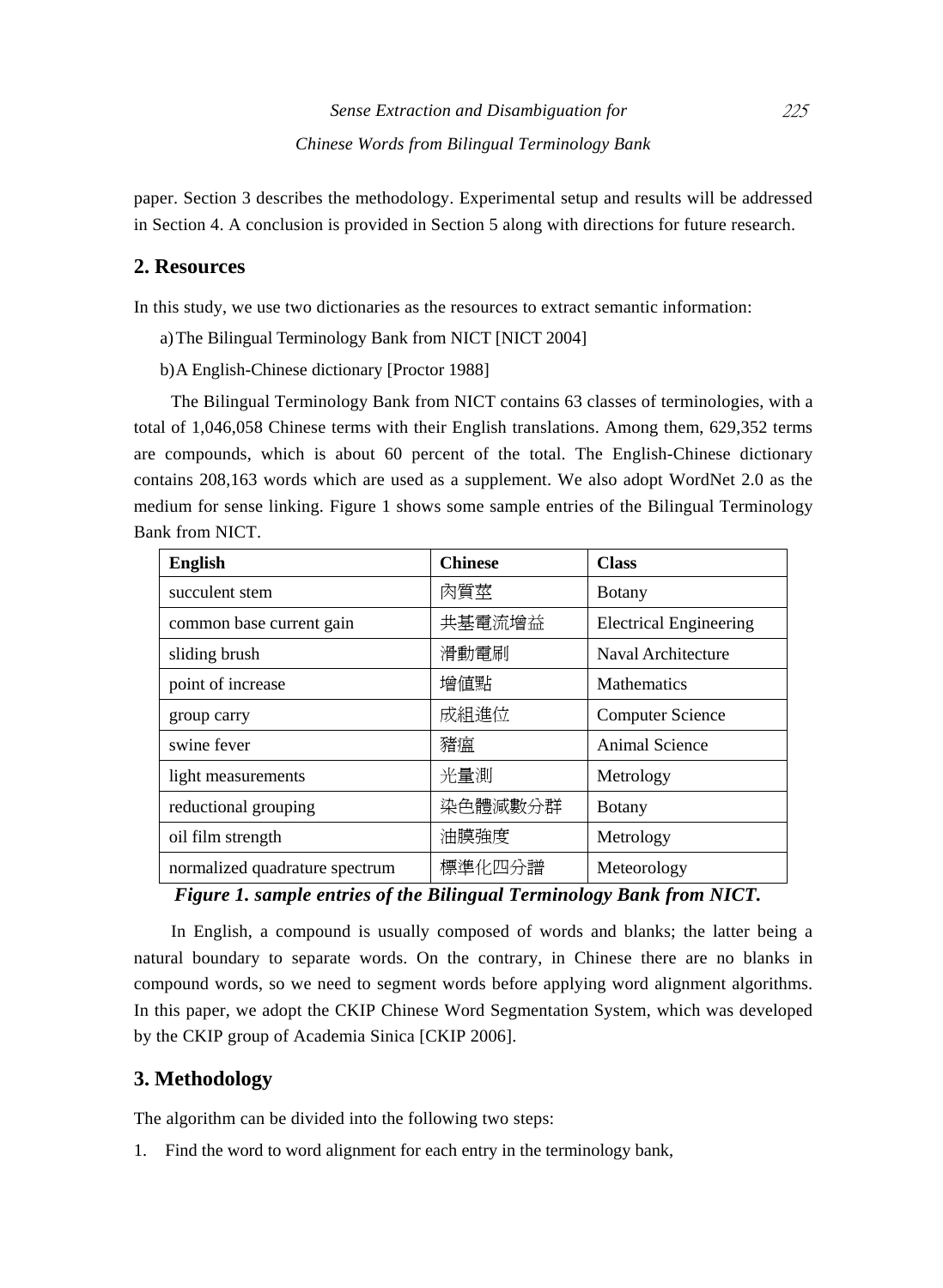paper. Section 3 describes the methodology. Experimental setup and results will be addressed in Section 4. A conclusion is provided in Section 5 along with directions for future research.

## 2. Resources

In this study, we use two dictionaries as the resources to extract semantic information:

a) The Bilingual Terminology Bank from NICT [NICT 2004]

b) A English-Chinese dictionary [Proctor 1988]

The Bilingual Terminology Bank from NICT contains 63 classes of terminologies, with a total of 1,046,058 Chinese terms with their English translations. Among them, 629,352 terms are compounds, which is about 60 percent of the total. The English-Chinese dictionary contains 208,163 words which are used as a supplement. We also adopt WordNet 2.0 as the medium for sense linking. Figure 1 shows some sample entries of the Bilingual Terminology Bank from NICT.

| **English** | **Chinese** | **Class** |
|---|---|---|
| succulent stem | 肉質莖 | Botany |
| common base current gain | 共基電流增益 | Electrical Engineering |
| sliding brush | 滑動電刷 | Naval Architecture |
| point of increase | 增值點 | Mathematics |
| group carry | 成組進位 | Computer Science |
| swine fever | 豬瘟 | Animal Science |
| light measurements | 光量測 | Metrology |
| reductional grouping | 染色體減數分群 | Botany |
| oil film strength | 油膜強度 | Metrology |
| normalized quadrature spectrum | 標準化四分譜 | Meteorology |

***Figure 1. sample entries of the Bilingual Terminology Bank from NICT.***

In English, a compound is usually composed of words and blanks; the latter being a natural boundary to separate words. On the contrary, in Chinese there are no blanks in compound words, so we need to segment words before applying word alignment algorithms. In this paper, we adopt the CKIP Chinese Word Segmentation System, which was developed by the CKIP group of Academia Sinica [CKIP 2006].

## 3. Methodology

The algorithm can be divided into the following two steps:

1. Find the word to word alignment for each entry in the terminology bank,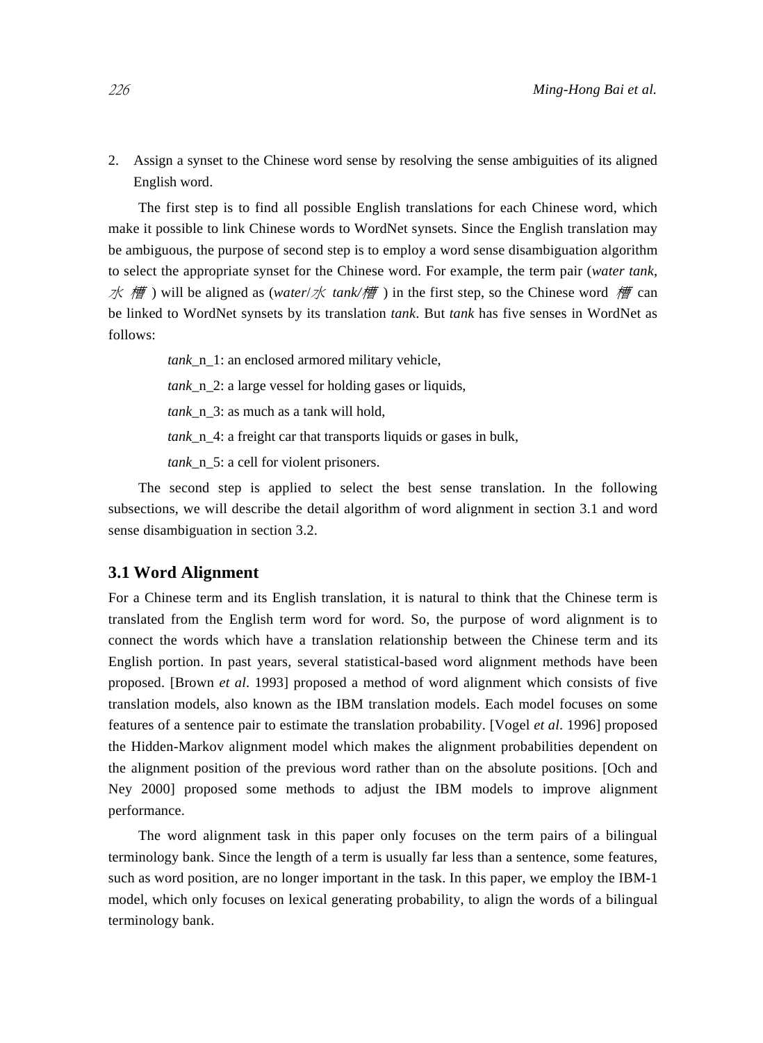2. Assign a synset to the Chinese word sense by resolving the sense ambiguities of its aligned English word.

The first step is to find all possible English translations for each Chinese word, which make it possible to link Chinese words to WordNet synsets. Since the English translation may be ambiguous, the purpose of second step is to employ a word sense disambiguation algorithm to select the appropriate synset for the Chinese word. For example, the term pair (*water tank*, *水 槽*) will be aligned as (*water*/*水 tank*/*槽*) in the first step, so the Chinese word *槽* can be linked to WordNet synsets by its translation *tank*. But *tank* has five senses in WordNet as follows:

> *tank*_n_1: an enclosed armored military vehicle,
>
> *tank*_n_2: a large vessel for holding gases or liquids,
>
> *tank*_n_3: as much as a tank will hold,
>
> *tank*_n_4: a freight car that transports liquids or gases in bulk,
>
> *tank*_n_5: a cell for violent prisoners.

The second step is applied to select the best sense translation. In the following subsections, we will describe the detail algorithm of word alignment in section 3.1 and word sense disambiguation in section 3.2.

## 3.1 Word Alignment

For a Chinese term and its English translation, it is natural to think that the Chinese term is translated from the English term word for word. So, the purpose of word alignment is to connect the words which have a translation relationship between the Chinese term and its English portion. In past years, several statistical-based word alignment methods have been proposed. [Brown *et al*. 1993] proposed a method of word alignment which consists of five translation models, also known as the IBM translation models. Each model focuses on some features of a sentence pair to estimate the translation probability. [Vogel *et al*. 1996] proposed the Hidden-Markov alignment model which makes the alignment probabilities dependent on the alignment position of the previous word rather than on the absolute positions. [Och and Ney 2000] proposed some methods to adjust the IBM models to improve alignment performance.

The word alignment task in this paper only focuses on the term pairs of a bilingual terminology bank. Since the length of a term is usually far less than a sentence, some features, such as word position, are no longer important in the task. In this paper, we employ the IBM-1 model, which only focuses on lexical generating probability, to align the words of a bilingual terminology bank.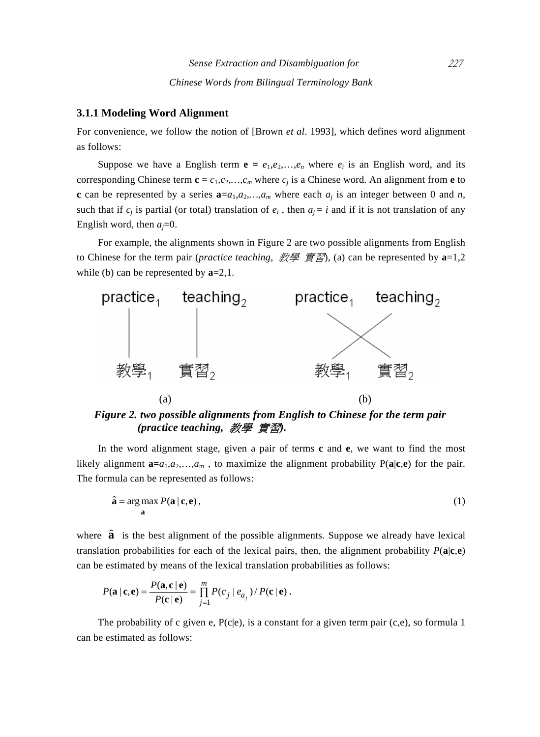### 3.1.1 Modeling Word Alignment

For convenience, we follow the notion of [Brown *et al*. 1993], which defines word alignment as follows:

Suppose we have a English term $\mathbf{e} = e_1,e_2,\ldots,e_n$ where $e_i$ is an English word, and its corresponding Chinese term $\mathbf{c} = c_1,c_2,\ldots,c_m$ where $c_j$ is a Chinese word. An alignment from **e** to **c** can be represented by a series $\mathbf{a}=a_1,a_2,\ldots,a_m$ where each $a_j$ is an integer between 0 and $n$, such that if $c_j$ is partial (or total) translation of $e_i$ , then $a_j = i$ and if it is not translation of any English word, then $a_j=0$.

For example, the alignments shown in Figure 2 are two possible alignments from English to Chinese for the term pair (*practice teaching*, *教學 實習*), (a) can be represented by $\mathbf{a}$=1,2 while (b) can be represented by $\mathbf{a}$=2,1.

(a) (b)

***Figure 2. two possible alignments from English to Chinese for the term pair (practice teaching, 教學 實習).***

In the word alignment stage, given a pair of terms **c** and **e**, we want to find the most likely alignment $\mathbf{a}=a_1,a_2,\ldots,a_m$ , to maximize the alignment probability P(**a**|**c**,**e**) for the pair. The formula can be represented as follows:

$$\hat{\mathbf{a}} = \arg\max_{\mathbf{a}} P(\mathbf{a} \mid \mathbf{c}, \mathbf{e}), \tag{1}$$

where $\hat{\mathbf{a}}$ is the best alignment of the possible alignments. Suppose we already have lexical translation probabilities for each of the lexical pairs, then, the alignment probability $P(\mathbf{a}|\mathbf{c},\mathbf{e})$ can be estimated by means of the lexical translation probabilities as follows:

$$P(\mathbf{a} \mid \mathbf{c}, \mathbf{e}) = \frac{P(\mathbf{a}, \mathbf{c} \mid \mathbf{e})}{P(\mathbf{c} \mid \mathbf{e})} = \prod_{j=1}^{m} P(c_j \mid e_{a_j}) / P(\mathbf{c} \mid \mathbf{e}) .$$

The probability of c given e, P(c|e), is a constant for a given term pair (c,e), so formula 1 can be estimated as follows: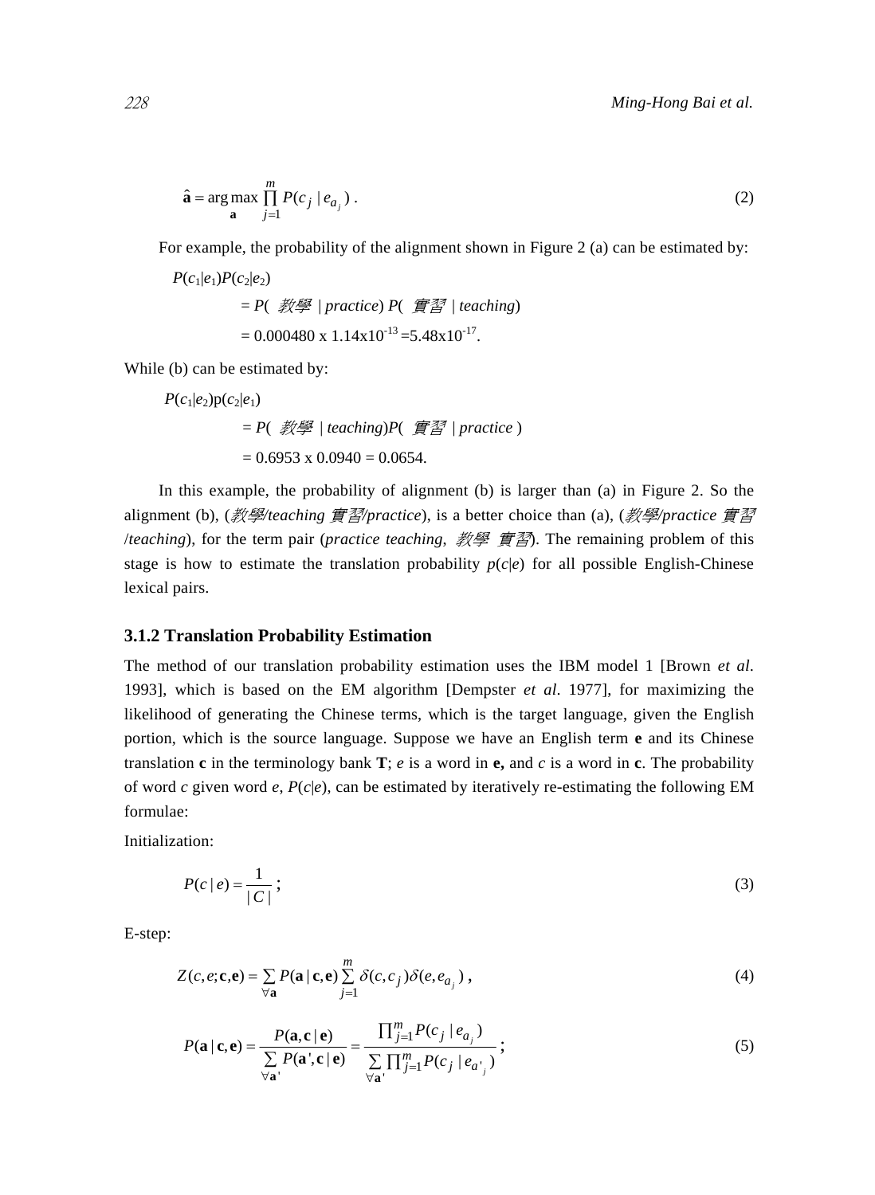$$\hat{\mathbf{a}} = \arg\max_{\mathbf{a}} \prod_{j=1}^{m} P(c_j \mid e_{a_j}) \ . \tag{2}$$

For example, the probability of the alignment shown in Figure 2 (a) can be estimated by:

$P(c_1|e_1)P(c_2|e_2)$

= $P$( *教學* | *practice*) $P$( *實習* | *teaching*)

= $0.000480 \times 1.14 \times 10^{-13} = 5.48 \times 10^{-17}$.

While (b) can be estimated by:

$P(c_1|e_2)p(c_2|e_1)$

= $P$( *教學* | *teaching*)$P$( *實習* | *practice* )

= $0.6953 \times 0.0940 = 0.0654$.

In this example, the probability of alignment (b) is larger than (a) in Figure 2. So the alignment (b), (*教學/teaching 實習/practice*), is a better choice than (a), (*教學/practice 實習* /*teaching*), for the term pair (*practice teaching*, *教學 實習*). The remaining problem of this stage is how to estimate the translation probability $p(c|e)$ for all possible English-Chinese lexical pairs.

### 3.1.2 Translation Probability Estimation

The method of our translation probability estimation uses the IBM model 1 [Brown *et al*. 1993], which is based on the EM algorithm [Dempster *et al*. 1977], for maximizing the likelihood of generating the Chinese terms, which is the target language, given the English portion, which is the source language. Suppose we have an English term **e** and its Chinese translation **c** in the terminology bank **T**; $e$ is a word in **e,** and $c$ is a word in **c**. The probability of word $c$ given word $e$, $P(c|e)$, can be estimated by iteratively re-estimating the following EM formulae:

Initialization:

$$P(c \mid e) = \frac{1}{|C|} \ ; \tag{3}$$

E-step:

$$Z(c, e; \mathbf{c}, \mathbf{e}) = \sum_{\forall \mathbf{a}} P(\mathbf{a} \mid \mathbf{c}, \mathbf{e}) \sum_{j=1}^{m} \delta(c, c_j)\delta(e, e_{a_j}) \ , \tag{4}$$

$$P(\mathbf{a} \mid \mathbf{c}, \mathbf{e}) = \frac{P(\mathbf{a}, \mathbf{c} \mid \mathbf{e})}{\sum_{\forall \mathbf{a}'} P(\mathbf{a}', \mathbf{c} \mid \mathbf{e})} = \frac{\prod_{j=1}^{m} P(c_j \mid e_{a_j})}{\sum_{\forall \mathbf{a}'} \prod_{j=1}^{m} P(c_j \mid e_{a'_j})} \ ; \tag{5}$$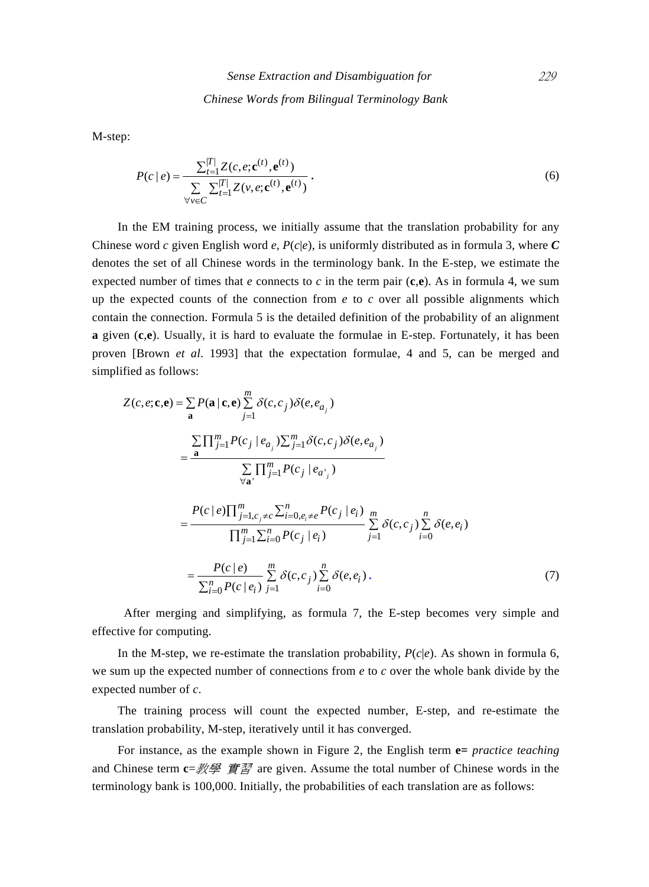M-step:

$$P(c \mid e) = \frac{\sum_{t=1}^{|T|} Z(c, e; \mathbf{c}^{(t)}, \mathbf{e}^{(t)})}{\sum_{\forall v \in C} \sum_{t=1}^{|T|} Z(v, e; \mathbf{c}^{(t)}, \mathbf{e}^{(t)})} \,. \tag{6}$$

In the EM training process, we initially assume that the translation probability for any Chinese word *c* given English word *e*, *P*(*c*|*e*), is uniformly distributed as in formula 3, where ***C*** denotes the set of all Chinese words in the terminology bank. In the E-step, we estimate the expected number of times that *e* connects to *c* in the term pair (**c**,**e**). As in formula 4, we sum up the expected counts of the connection from *e* to *c* over all possible alignments which contain the connection. Formula 5 is the detailed definition of the probability of an alignment **a** given (**c**,**e**). Usually, it is hard to evaluate the formulae in E-step. Fortunately, it has been proven [Brown *et al*. 1993] that the expectation formulae, 4 and 5, can be merged and simplified as follows:

$$\begin{aligned}
Z(c, e; \mathbf{c}, \mathbf{e}) &= \sum_{\mathbf{a}} P(\mathbf{a} \mid \mathbf{c}, \mathbf{e}) \sum_{j=1}^{m} \delta(c, c_j)\delta(e, e_{a_j}) \\
&= \frac{\sum_{\mathbf{a}} \prod_{j=1}^{m} P(c_j \mid e_{a_j}) \sum_{j=1}^{m} \delta(c, c_j)\delta(e, e_{a_j})}{\sum_{\forall \mathbf{a}'} \prod_{j=1}^{m} P(c_j \mid e_{a'_j})} \\
&= \frac{P(c \mid e) \prod_{j=1, c_j \neq c}^{m} \sum_{i=0, e_i \neq e}^{n} P(c_j \mid e_i)}{\prod_{j=1}^{m} \sum_{i=0}^{n} P(c_j \mid e_i)} \sum_{j=1}^{m} \delta(c, c_j) \sum_{i=0}^{n} \delta(e, e_i) \\
&= \frac{P(c \mid e)}{\sum_{i=0}^{n} P(c \mid e_i)} \sum_{j=1}^{m} \delta(c, c_j) \sum_{i=0}^{n} \delta(e, e_i) \,.
\end{aligned} \tag{7}$$

After merging and simplifying, as formula 7, the E-step becomes very simple and effective for computing.

In the M-step, we re-estimate the translation probability, *P*(*c*|*e*). As shown in formula 6, we sum up the expected number of connections from *e* to *c* over the whole bank divide by the expected number of *c*.

The training process will count the expected number, E-step, and re-estimate the translation probability, M-step, iteratively until it has converged.

For instance, as the example shown in Figure 2, the English term **e=** *practice teaching* and Chinese term **c**=*教學 實習* are given. Assume the total number of Chinese words in the terminology bank is 100,000. Initially, the probabilities of each translation are as follows: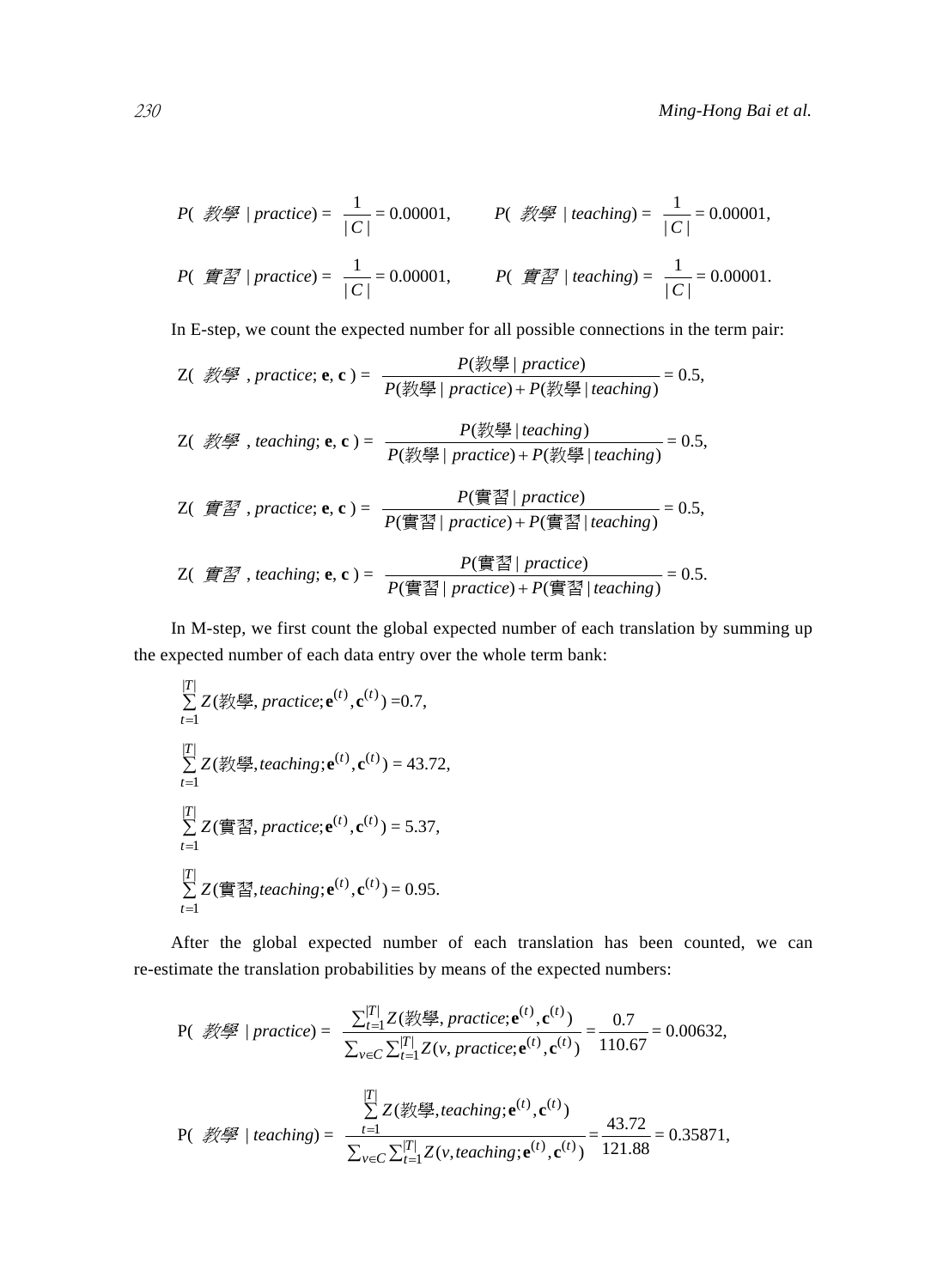$$P(\text{教學} \mid practice) = \frac{1}{|C|} = 0.00001, \qquad P(\text{教學} \mid teaching) = \frac{1}{|C|} = 0.00001,$$

$$P(\text{實習} \mid practice) = \frac{1}{|C|} = 0.00001, \qquad P(\text{實習} \mid teaching) = \frac{1}{|C|} = 0.00001.$$

In E-step, we count the expected number for all possible connections in the term pair:

$$\text{Z}(\text{教學}, practice; \mathbf{e}, \mathbf{c}) = \frac{P(\text{教學} \mid practice)}{P(\text{教學} \mid practice) + P(\text{教學} \mid teaching)} = 0.5,$$

$$\text{Z}(\text{教學}, teaching; \mathbf{e}, \mathbf{c}) = \frac{P(\text{教學} \mid teaching)}{P(\text{教學} \mid practice) + P(\text{教學} \mid teaching)} = 0.5,$$

$$\text{Z}(\text{實習}, practice; \mathbf{e}, \mathbf{c}) = \frac{P(\text{實習} \mid practice)}{P(\text{實習} \mid practice) + P(\text{實習} \mid teaching)} = 0.5,$$

$$\text{Z}(\text{實習}, teaching; \mathbf{e}, \mathbf{c}) = \frac{P(\text{實習} \mid practice)}{P(\text{實習} \mid practice) + P(\text{實習} \mid teaching)} = 0.5.$$

In M-step, we first count the global expected number of each translation by summing up the expected number of each data entry over the whole term bank:

$$\sum_{t=1}^{|T|} Z(\text{教學}, practice; \mathbf{e}^{(t)}, \mathbf{c}^{(t)}) = 0.7,$$

$$\sum_{t=1}^{|T|} Z(\text{教學}, teaching; \mathbf{e}^{(t)}, \mathbf{c}^{(t)}) = 43.72,$$

$$\sum_{t=1}^{|T|} Z(\text{實習}, practice; \mathbf{e}^{(t)}, \mathbf{c}^{(t)}) = 5.37,$$

$$\sum_{t=1}^{|T|} Z(\text{實習}, teaching; \mathbf{e}^{(t)}, \mathbf{c}^{(t)}) = 0.95.$$

After the global expected number of each translation has been counted, we can re-estimate the translation probabilities by means of the expected numbers:

$$\text{P}(\text{教學} \mid practice) = \frac{\sum_{t=1}^{|T|} Z(\text{教學}, practice; \mathbf{e}^{(t)}, \mathbf{c}^{(t)})}{\sum_{v \in C} \sum_{t=1}^{|T|} Z(v, practice; \mathbf{e}^{(t)}, \mathbf{c}^{(t)})} = \frac{0.7}{110.67} = 0.00632,$$

$$\text{P}(\text{教學} \mid teaching) = \frac{\sum_{t=1}^{|T|} Z(\text{教學}, teaching; \mathbf{e}^{(t)}, \mathbf{c}^{(t)})}{\sum_{v \in C} \sum_{t=1}^{|T|} Z(v, teaching; \mathbf{e}^{(t)}, \mathbf{c}^{(t)})} = \frac{43.72}{121.88} = 0.35871,$$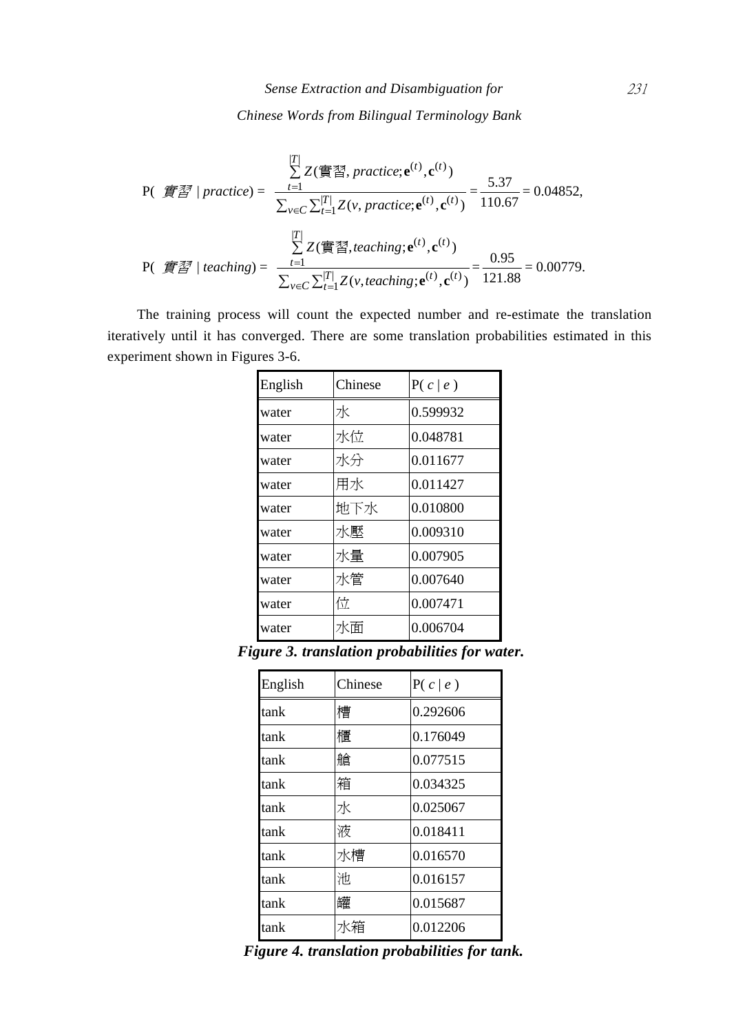$$P(\text{實習} \mid practice) = \frac{\sum_{t=1}^{|T|} Z(\text{實習}, practice; \mathbf{e}^{(t)}, \mathbf{c}^{(t)})}{\sum_{v \in C} \sum_{t=1}^{|T|} Z(v, practice; \mathbf{e}^{(t)}, \mathbf{c}^{(t)})} = \frac{5.37}{110.67} = 0.04852,$$

$$P(\text{實習} \mid teaching) = \frac{\sum_{t=1}^{|T|} Z(\text{實習}, teaching; \mathbf{e}^{(t)}, \mathbf{c}^{(t)})}{\sum_{v \in C} \sum_{t=1}^{|T|} Z(v, teaching; \mathbf{e}^{(t)}, \mathbf{c}^{(t)})} = \frac{0.95}{121.88} = 0.00779.$$

The training process will count the expected number and re-estimate the translation iteratively until it has converged. There are some translation probabilities estimated in this experiment shown in Figures 3-6.

| English | Chinese | $P(c \mid e)$ |
|---|---|---|
| water | 水 | 0.599932 |
| water | 水位 | 0.048781 |
| water | 水分 | 0.011677 |
| water | 用水 | 0.011427 |
| water | 地下水 | 0.010800 |
| water | 水壓 | 0.009310 |
| water | 水量 | 0.007905 |
| water | 水管 | 0.007640 |
| water | 位 | 0.007471 |
| water | 水面 | 0.006704 |

***Figure 3. translation probabilities for water.***

| English | Chinese | $P(c \mid e)$ |
|---|---|---|
| tank | 槽 | 0.292606 |
| tank | 櫃 | 0.176049 |
| tank | 艙 | 0.077515 |
| tank | 箱 | 0.034325 |
| tank | 水 | 0.025067 |
| tank | 液 | 0.018411 |
| tank | 水槽 | 0.016570 |
| tank | 池 | 0.016157 |
| tank | 罐 | 0.015687 |
| tank | 水箱 | 0.012206 |

***Figure 4. translation probabilities for tank.***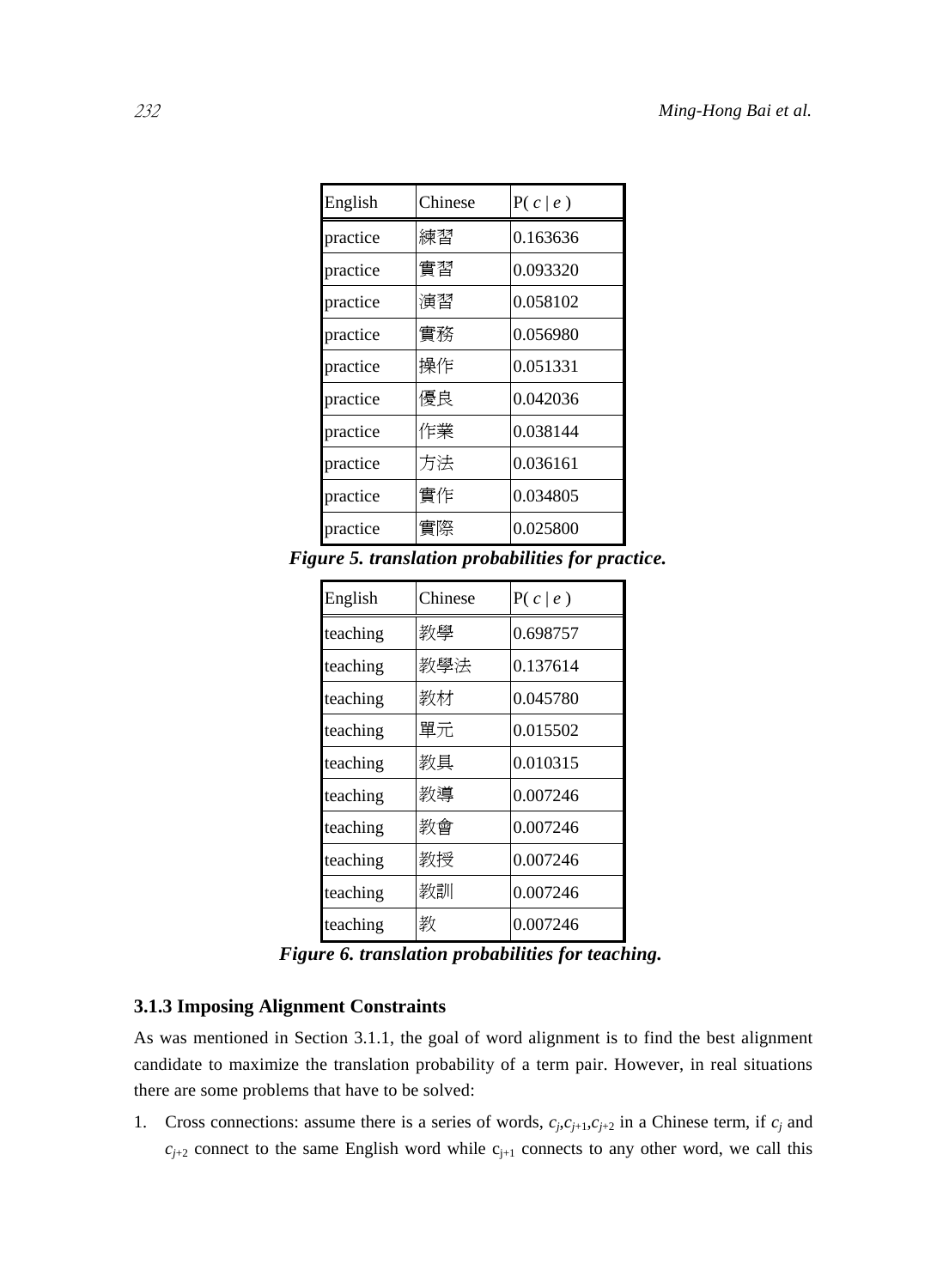| English | Chinese | P( $c$ \| $e$ ) |
| --- | --- | --- |
| practice | 練習 | 0.163636 |
| practice | 實習 | 0.093320 |
| practice | 演習 | 0.058102 |
| practice | 實務 | 0.056980 |
| practice | 操作 | 0.051331 |
| practice | 優良 | 0.042036 |
| practice | 作業 | 0.038144 |
| practice | 方法 | 0.036161 |
| practice | 實作 | 0.034805 |
| practice | 實際 | 0.025800 |

***Figure 5. translation probabilities for practice.***

| English | Chinese | P( $c$ \| $e$ ) |
| --- | --- | --- |
| teaching | 教學 | 0.698757 |
| teaching | 教學法 | 0.137614 |
| teaching | 教材 | 0.045780 |
| teaching | 單元 | 0.015502 |
| teaching | 教具 | 0.010315 |
| teaching | 教導 | 0.007246 |
| teaching | 教會 | 0.007246 |
| teaching | 教授 | 0.007246 |
| teaching | 教訓 | 0.007246 |
| teaching | 教 | 0.007246 |

***Figure 6. translation probabilities for teaching.***

### 3.1.3 Imposing Alignment Constraints

As was mentioned in Section 3.1.1, the goal of word alignment is to find the best alignment candidate to maximize the translation probability of a term pair. However, in real situations there are some problems that have to be solved:

1. Cross connections: assume there is a series of words, $c_j$,$c_{j+1}$,$c_{j+2}$ in a Chinese term, if $c_j$ and $c_{j+2}$ connect to the same English word while $c_{j+1}$ connects to any other word, we call this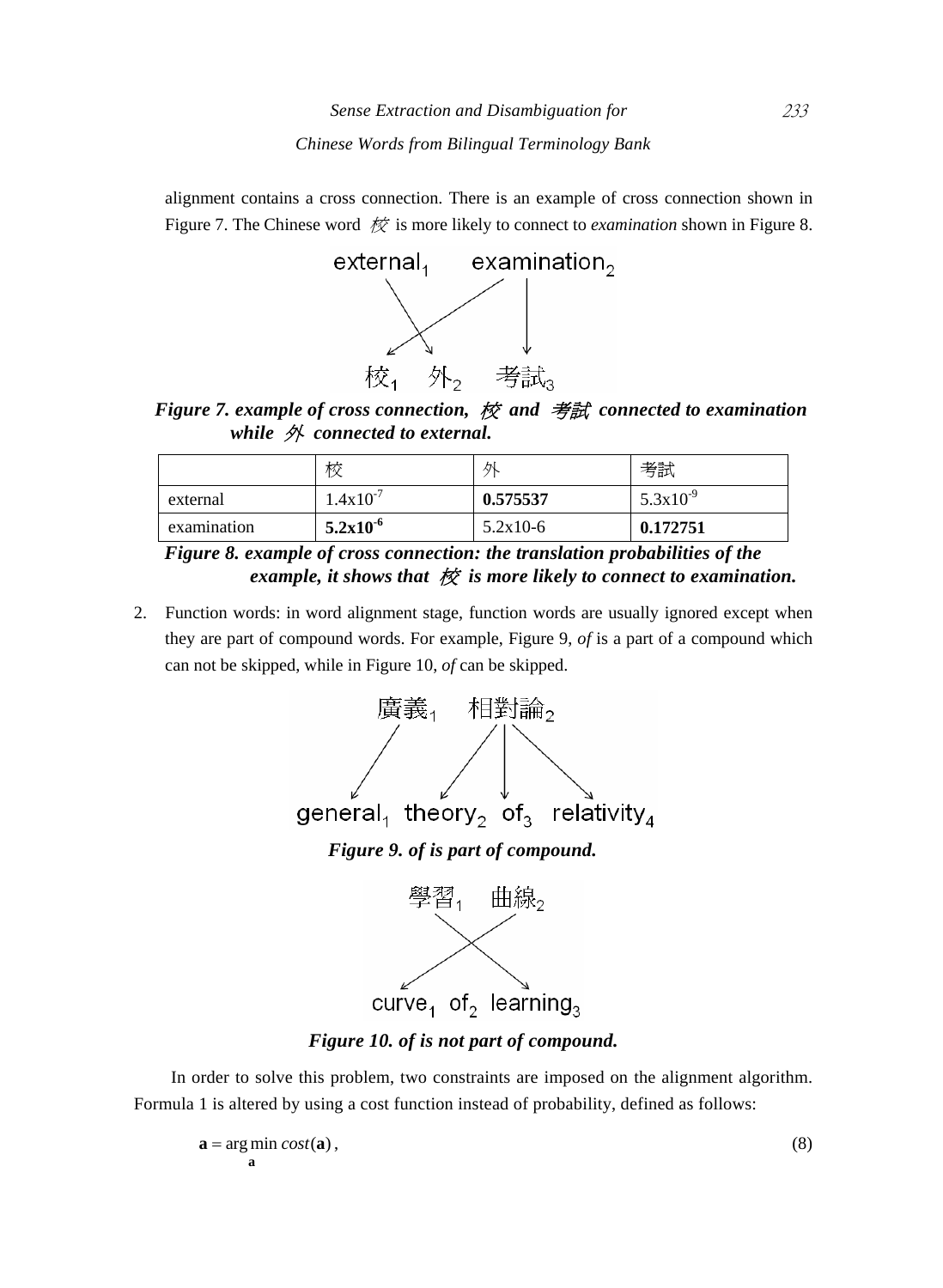alignment contains a cross connection. There is an example of cross connection shown in Figure 7. The Chinese word 校 is more likely to connect to *examination* shown in Figure 8.

***Figure 7. example of cross connection, 校 and 考試 connected to examination while 外 connected to external.***

| | 校 | 外 | 考試 |
|---|---|---|---|
| external | $1.4\text{x}10^{-7}$ | **0.575537** | $5.3\text{x}10^{-9}$ |
| examination | **$5.2\text{x}10^{-6}$** | 5.2x10-6 | **0.172751** |

***Figure 8. example of cross connection: the translation probabilities of the example, it shows that 校 is more likely to connect to examination.***

2. Function words: in word alignment stage, function words are usually ignored except when they are part of compound words. For example, Figure 9, *of* is a part of a compound which can not be skipped, while in Figure 10, *of* can be skipped.

***Figure 9. of is part of compound.***

***Figure 10. of is not part of compound.***

In order to solve this problem, two constraints are imposed on the alignment algorithm. Formula 1 is altered by using a cost function instead of probability, defined as follows:

$$\mathbf{a} = \arg\min_{\mathbf{a}} cost(\mathbf{a}), \tag{8}$$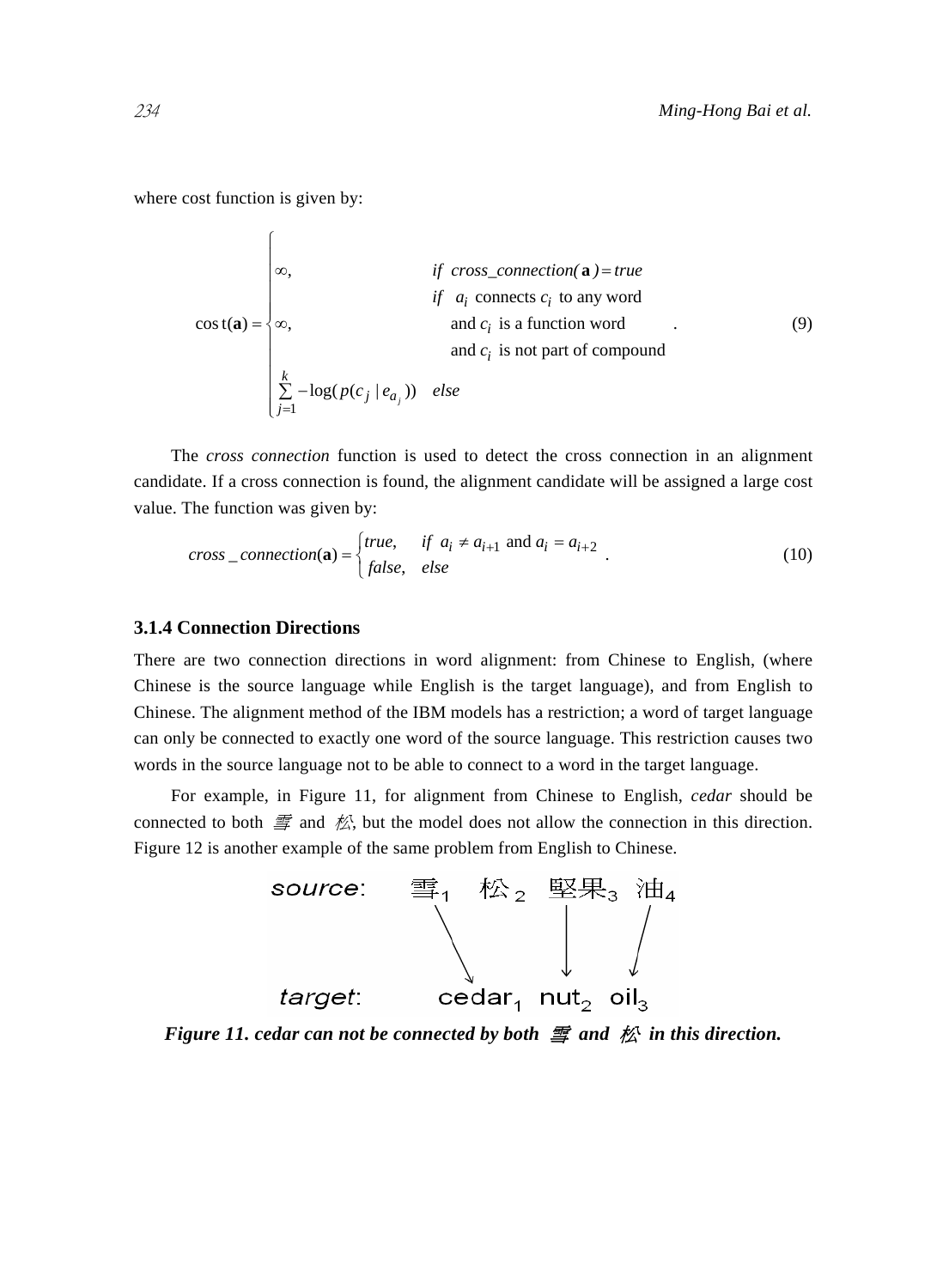where cost function is given by:

$$
\cos\text{t}(\mathbf{a}) = \begin{cases} \infty, & \text{if } cross\_connection(\mathbf{a}) = true \\ \infty, & \begin{array}{l} \text{if } a_i \text{ connects } c_i \text{ to any word} \\ \text{and } c_i \text{ is a function word} \\ \text{and } c_i \text{ is not part of compound} \end{array} \\ \sum_{j=1}^{k} -\log(p(c_j \mid e_{a_j})) & else \end{cases} . \tag{9}
$$

The *cross connection* function is used to detect the cross connection in an alignment candidate. If a cross connection is found, the alignment candidate will be assigned a large cost value. The function was given by:

$$
cross\_connection(\mathbf{a}) = \begin{cases} true, & if \ a_i \neq a_{i+1} \text{ and } a_i = a_{i+2} \\ false, & else \end{cases} . \tag{10}
$$

### 3.1.4 Connection Directions

There are two connection directions in word alignment: from Chinese to English, (where Chinese is the source language while English is the target language), and from English to Chinese. The alignment method of the IBM models has a restriction; a word of target language can only be connected to exactly one word of the source language. This restriction causes two words in the source language not to be able to connect to a word in the target language.

For example, in Figure 11, for alignment from Chinese to English, *cedar* should be connected to both 雪 and 松, but the model does not allow the connection in this direction. Figure 12 is another example of the same problem from English to Chinese.

source: 雪$_1$ 松$_2$ 堅果$_3$ 油$_4$

target: cedar$_1$ nut$_2$ oil$_3$

***Figure 11. cedar can not be connected by both 雪 and 松 in this direction.***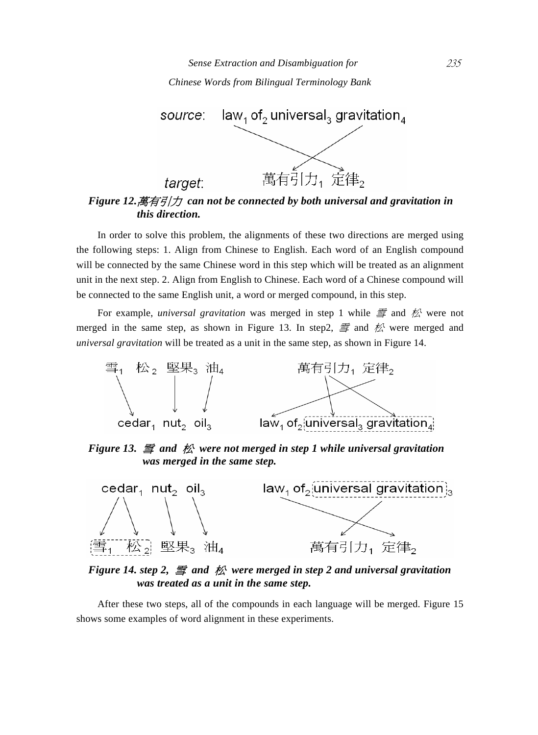*Figure 12.萬有引力 can not be connected by both universal and gravitation in this direction.*

In order to solve this problem, the alignments of these two directions are merged using the following steps: 1. Align from Chinese to English. Each word of an English compound will be connected by the same Chinese word in this step which will be treated as an alignment unit in the next step. 2. Align from English to Chinese. Each word of a Chinese compound will be connected to the same English unit, a word or merged compound, in this step.

For example, *universal gravitation* was merged in step 1 while 雪 and 松 were not merged in the same step, as shown in Figure 13. In step2, 雪 and 松 were merged and *universal gravitation* will be treated as a unit in the same step, as shown in Figure 14.

***Figure 13. 雪 and 松 were not merged in step 1 while universal gravitation was merged in the same step.***

***Figure 14. step 2, 雪 and 松 were merged in step 2 and universal gravitation was treated as a unit in the same step.***

After these two steps, all of the compounds in each language will be merged. Figure 15 shows some examples of word alignment in these experiments.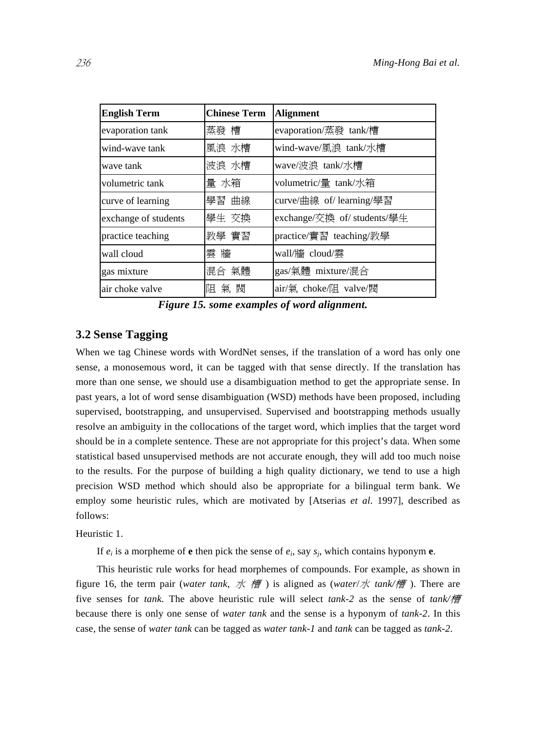| English Term | Chinese Term | Alignment |
|---|---|---|
| evaporation tank | 蒸發 槽 | evaporation/蒸發 tank/槽 |
| wind-wave tank | 風浪 水槽 | wind-wave/風浪 tank/水槽 |
| wave tank | 波浪 水槽 | wave/波浪 tank/水槽 |
| volumetric tank | 量 水箱 | volumetric/量 tank/水箱 |
| curve of learning | 學習 曲線 | curve/曲線 of/ learning/學習 |
| exchange of students | 學生 交換 | exchange/交換 of/ students/學生 |
| practice teaching | 教學 實習 | practice/實習 teaching/教學 |
| wall cloud | 雲 牆 | wall/牆 cloud/雲 |
| gas mixture | 混合 氣體 | gas/氣體 mixture/混合 |
| air choke valve | 阻 氣 閥 | air/氣 choke/阻 valve/閥 |

***Figure 15. some examples of word alignment.***

## 3.2 Sense Tagging

When we tag Chinese words with WordNet senses, if the translation of a word has only one sense, a monosemous word, it can be tagged with that sense directly. If the translation has more than one sense, we should use a disambiguation method to get the appropriate sense. In past years, a lot of word sense disambiguation (WSD) methods have been proposed, including supervised, bootstrapping, and unsupervised. Supervised and bootstrapping methods usually resolve an ambiguity in the collocations of the target word, which implies that the target word should be in a complete sentence. These are not appropriate for this project's data. When some statistical based unsupervised methods are not accurate enough, they will add too much noise to the results. For the purpose of building a high quality dictionary, we tend to use a high precision WSD method which should also be appropriate for a bilingual term bank. We employ some heuristic rules, which are motivated by [Atserias *et al*. 1997], described as follows:

Heuristic 1.

If $e_i$ is a morpheme of **e** then pick the sense of $e_i$, say $s_j$, which contains hyponym **e**.

This heuristic rule works for head morphemes of compounds. For example, as shown in figure 16, the term pair (*water tank*, *水 槽*) is aligned as (*water*/*水* *tank*/*槽*). There are five senses for *tank*. The above heuristic rule will select *tank-2* as the sense of *tank/槽* because there is only one sense of *water tank* and the sense is a hyponym of *tank-2*. In this case, the sense of *water tank* can be tagged as *water tank-1* and *tank* can be tagged as *tank-2*.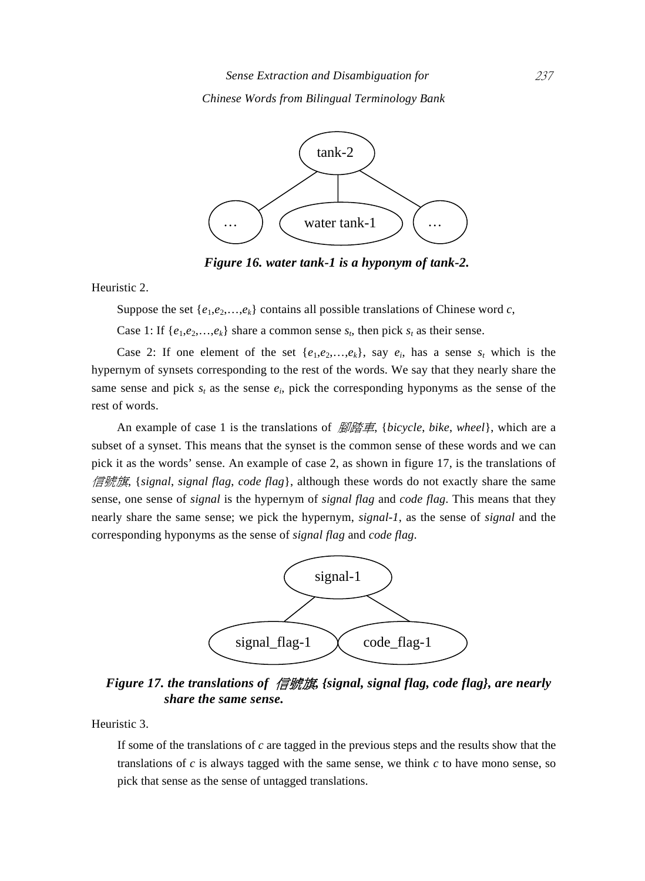tank-2

… water tank-1 …

***Figure 16. water tank-1 is a hyponym of tank-2.***

Heuristic 2.

Suppose the set $\{e_1,e_2,\ldots,e_k\}$ contains all possible translations of Chinese word $c$,

Case 1: If $\{e_1,e_2,\ldots,e_k\}$ share a common sense $s_t$, then pick $s_t$ as their sense.

Case 2: If one element of the set $\{e_1,e_2,\ldots,e_k\}$, say $e_i$, has a sense $s_t$ which is the hypernym of synsets corresponding to the rest of the words. We say that they nearly share the same sense and pick $s_t$ as the sense $e_i$, pick the corresponding hyponyms as the sense of the rest of words.

An example of case 1 is the translations of 腳踏車, {*bicycle*, *bike*, *wheel*}, which are a subset of a synset. This means that the synset is the common sense of these words and we can pick it as the words' sense. An example of case 2, as shown in figure 17, is the translations of 信號旗, {*signal*, *signal flag*, *code flag*}, although these words do not exactly share the same sense, one sense of *signal* is the hypernym of *signal flag* and *code flag*. This means that they nearly share the same sense; we pick the hypernym, *signal-1*, as the sense of *signal* and the corresponding hyponyms as the sense of *signal flag* and *code flag*.

signal-1

signal_flag-1 code_flag-1

***Figure 17. the translations of 信號旗, {signal, signal flag, code flag}, are nearly share the same sense.***

Heuristic 3.

If some of the translations of $c$ are tagged in the previous steps and the results show that the translations of $c$ is always tagged with the same sense, we think $c$ to have mono sense, so pick that sense as the sense of untagged translations.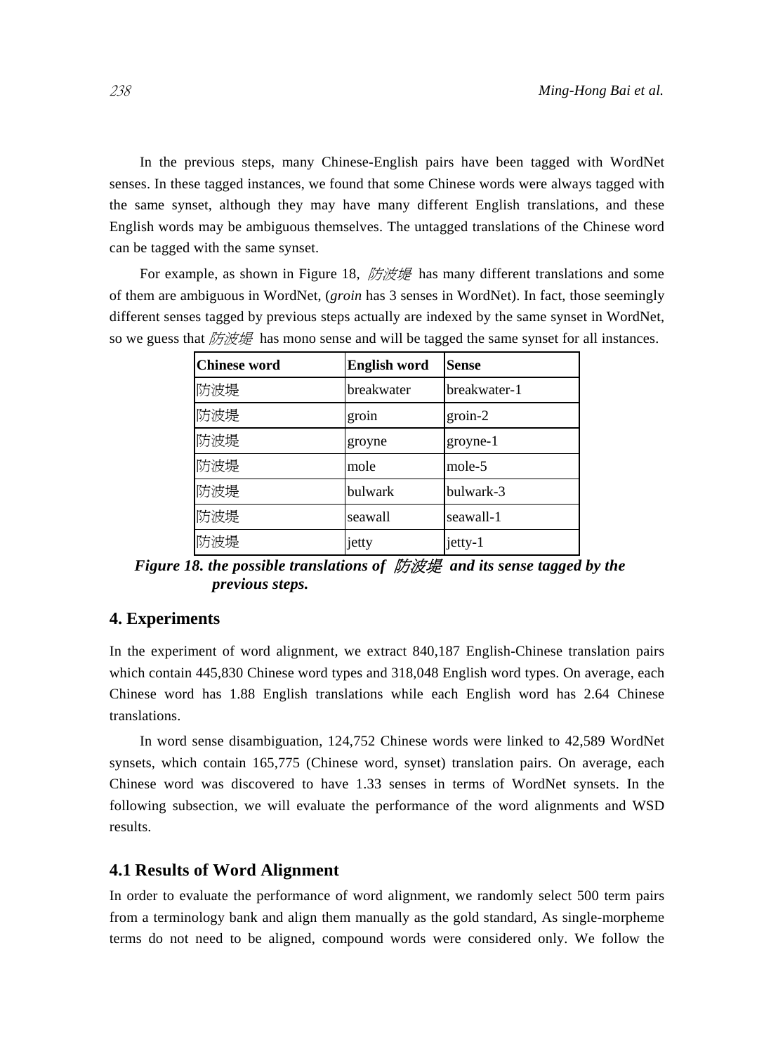In the previous steps, many Chinese-English pairs have been tagged with WordNet senses. In these tagged instances, we found that some Chinese words were always tagged with the same synset, although they may have many different English translations, and these English words may be ambiguous themselves. The untagged translations of the Chinese word can be tagged with the same synset.

For example, as shown in Figure 18, *防波堤* has many different translations and some of them are ambiguous in WordNet, (*groin* has 3 senses in WordNet). In fact, those seemingly different senses tagged by previous steps actually are indexed by the same synset in WordNet, so we guess that *防波堤* has mono sense and will be tagged the same synset for all instances.

| Chinese word | English word | Sense |
|---|---|---|
| 防波堤 | breakwater | breakwater-1 |
| 防波堤 | groin | groin-2 |
| 防波堤 | groyne | groyne-1 |
| 防波堤 | mole | mole-5 |
| 防波堤 | bulwark | bulwark-3 |
| 防波堤 | seawall | seawall-1 |
| 防波堤 | jetty | jetty-1 |

***Figure 18. the possible translations of 防波堤 and its sense tagged by the previous steps.***

## 4. Experiments

In the experiment of word alignment, we extract 840,187 English-Chinese translation pairs which contain 445,830 Chinese word types and 318,048 English word types. On average, each Chinese word has 1.88 English translations while each English word has 2.64 Chinese translations.

In word sense disambiguation, 124,752 Chinese words were linked to 42,589 WordNet synsets, which contain 165,775 (Chinese word, synset) translation pairs. On average, each Chinese word was discovered to have 1.33 senses in terms of WordNet synsets. In the following subsection, we will evaluate the performance of the word alignments and WSD results.

### 4.1 Results of Word Alignment

In order to evaluate the performance of word alignment, we randomly select 500 term pairs from a terminology bank and align them manually as the gold standard, As single-morpheme terms do not need to be aligned, compound words were considered only. We follow the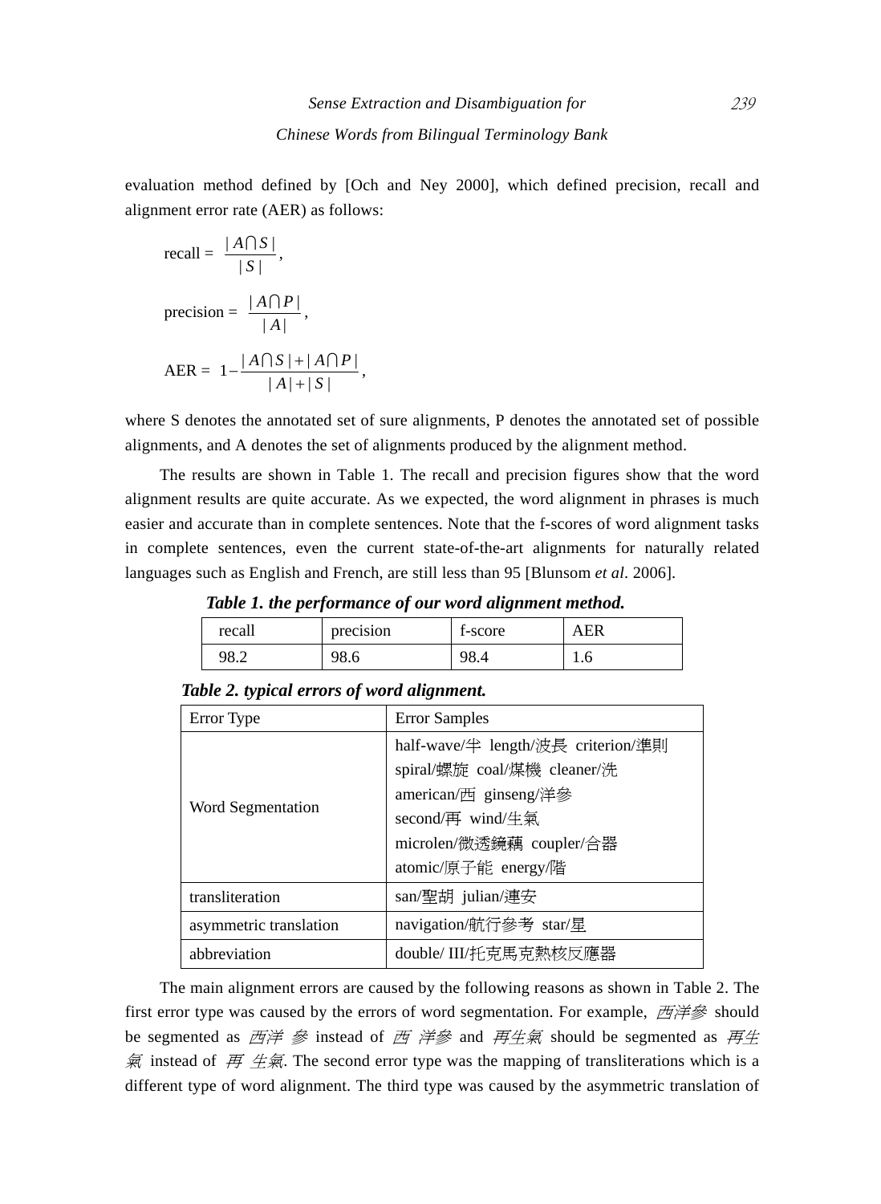evaluation method defined by [Och and Ney 2000], which defined precision, recall and alignment error rate (AER) as follows:

$$\text{recall} = \frac{|A \cap S|}{|S|},$$

$$\text{precision} = \frac{|A \cap P|}{|A|},$$

$$\text{AER} = 1 - \frac{|A \cap S| + |A \cap P|}{|A| + |S|},$$

where S denotes the annotated set of sure alignments, P denotes the annotated set of possible alignments, and A denotes the set of alignments produced by the alignment method.

The results are shown in Table 1. The recall and precision figures show that the word alignment results are quite accurate. As we expected, the word alignment in phrases is much easier and accurate than in complete sentences. Note that the f-scores of word alignment tasks in complete sentences, even the current state-of-the-art alignments for naturally related languages such as English and French, are still less than 95 [Blunsom *et al*. 2006].

***Table 1. the performance of our word alignment method.***

| recall | precision | f-score | AER |
|---|---|---|---|
| 98.2 | 98.6 | 98.4 | 1.6 |

***Table 2. typical errors of word alignment.***

| Error Type | Error Samples |
|---|---|
| Word Segmentation | half-wave/半 length/波長 criterion/準則<br>spiral/螺旋 coal/煤機 cleaner/洗<br>american/西 ginseng/洋參<br>second/再 wind/生氣<br>microlen/微透鏡藕 coupler/合器<br>atomic/原子能 energy/階 |
| transliteration | san/聖胡 julian/連安 |
| asymmetric translation | navigation/航行參考 star/星 |
| abbreviation | double/ III/托克馬克熱核反應器 |

The main alignment errors are caused by the following reasons as shown in Table 2. The first error type was caused by the errors of word segmentation. For example, *西洋參* should be segmented as *西洋 參* instead of *西 洋參* and *再生氣* should be segmented as *再生 氣* instead of *再 生氣*. The second error type was the mapping of transliterations which is a different type of word alignment. The third type was caused by the asymmetric translation of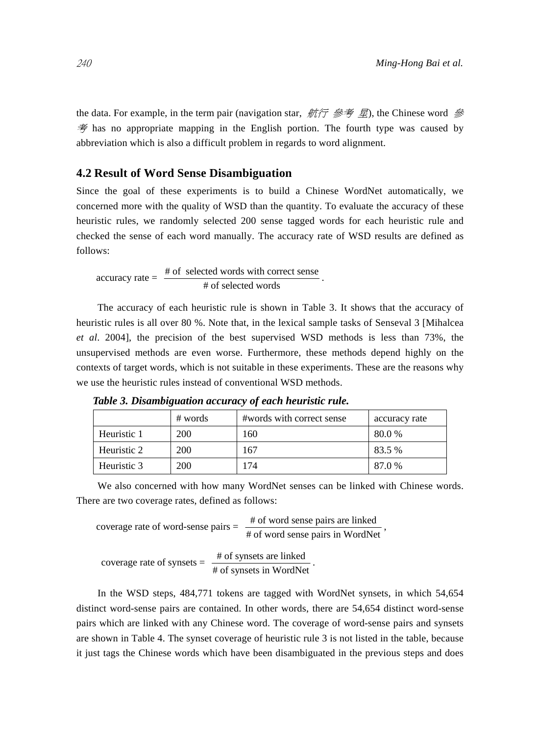the data. For example, in the term pair (navigation star, *航行 參考 星*), the Chinese word *參考* has no appropriate mapping in the English portion. The fourth type was caused by abbreviation which is also a difficult problem in regards to word alignment.

## 4.2 Result of Word Sense Disambiguation

Since the goal of these experiments is to build a Chinese WordNet automatically, we concerned more with the quality of WSD than the quantity. To evaluate the accuracy of these heuristic rules, we randomly selected 200 sense tagged words for each heuristic rule and checked the sense of each word manually. The accuracy rate of WSD results are defined as follows:

$$\text{accuracy rate} = \frac{\text{\# of selected words with correct sense}}{\text{\# of selected words}}.$$

The accuracy of each heuristic rule is shown in Table 3. It shows that the accuracy of heuristic rules is all over 80 %. Note that, in the lexical sample tasks of Senseval 3 [Mihalcea *et al*. 2004], the precision of the best supervised WSD methods is less than 73%, the unsupervised methods are even worse. Furthermore, these methods depend highly on the contexts of target words, which is not suitable in these experiments. These are the reasons why we use the heuristic rules instead of conventional WSD methods.

***Table 3. Disambiguation accuracy of each heuristic rule.***

| | # words | #words with correct sense | accuracy rate |
|---|---|---|---|
| Heuristic 1 | 200 | 160 | 80.0 % |
| Heuristic 2 | 200 | 167 | 83.5 % |
| Heuristic 3 | 200 | 174 | 87.0 % |

We also concerned with how many WordNet senses can be linked with Chinese words. There are two coverage rates, defined as follows:

$$\text{coverage rate of word-sense pairs} = \frac{\text{\# of word sense pairs are linked}}{\text{\# of word sense pairs in WordNet}},$$

$$\text{coverage rate of synsets} = \frac{\text{\# of synsets are linked}}{\text{\# of synsets in WordNet}}.$$

In the WSD steps, 484,771 tokens are tagged with WordNet synsets, in which 54,654 distinct word-sense pairs are contained. In other words, there are 54,654 distinct word-sense pairs which are linked with any Chinese word. The coverage of word-sense pairs and synsets are shown in Table 4. The synset coverage of heuristic rule 3 is not listed in the table, because it just tags the Chinese words which have been disambiguated in the previous steps and does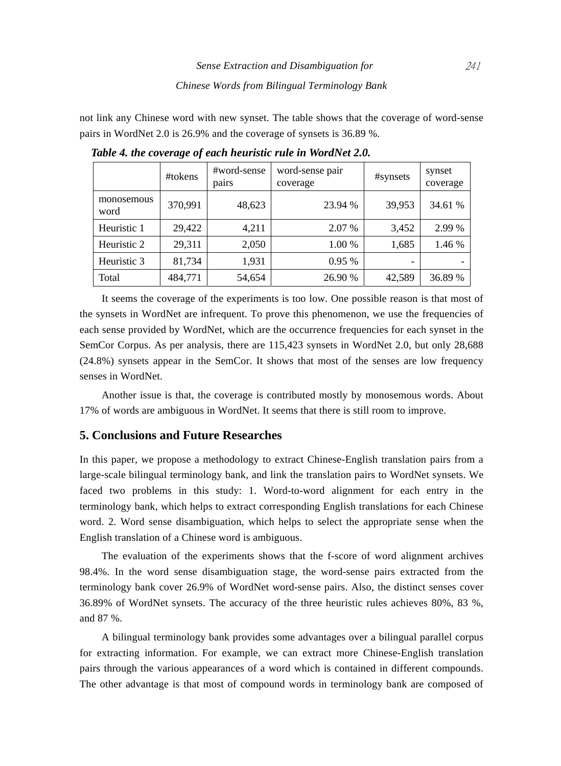not link any Chinese word with new synset. The table shows that the coverage of word-sense pairs in WordNet 2.0 is 26.9% and the coverage of synsets is 36.89 %.

***Table 4. the coverage of each heuristic rule in WordNet 2.0.***

| | #tokens | #word-sense pairs | word-sense pair coverage | #synsets | synset coverage |
|---|---|---|---|---|---|
| monosemous word | 370,991 | 48,623 | 23.94 % | 39,953 | 34.61 % |
| Heuristic 1 | 29,422 | 4,211 | 2.07 % | 3,452 | 2.99 % |
| Heuristic 2 | 29,311 | 2,050 | 1.00 % | 1,685 | 1.46 % |
| Heuristic 3 | 81,734 | 1,931 | 0.95 % | - | - |
| Total | 484,771 | 54,654 | 26.90 % | 42,589 | 36.89 % |

It seems the coverage of the experiments is too low. One possible reason is that most of the synsets in WordNet are infrequent. To prove this phenomenon, we use the frequencies of each sense provided by WordNet, which are the occurrence frequencies for each synset in the SemCor Corpus. As per analysis, there are 115,423 synsets in WordNet 2.0, but only 28,688 (24.8%) synsets appear in the SemCor. It shows that most of the senses are low frequency senses in WordNet.

Another issue is that, the coverage is contributed mostly by monosemous words. About 17% of words are ambiguous in WordNet. It seems that there is still room to improve.

## 5. Conclusions and Future Researches

In this paper, we propose a methodology to extract Chinese-English translation pairs from a large-scale bilingual terminology bank, and link the translation pairs to WordNet synsets. We faced two problems in this study: 1. Word-to-word alignment for each entry in the terminology bank, which helps to extract corresponding English translations for each Chinese word. 2. Word sense disambiguation, which helps to select the appropriate sense when the English translation of a Chinese word is ambiguous.

The evaluation of the experiments shows that the f-score of word alignment archives 98.4%. In the word sense disambiguation stage, the word-sense pairs extracted from the terminology bank cover 26.9% of WordNet word-sense pairs. Also, the distinct senses cover 36.89% of WordNet synsets. The accuracy of the three heuristic rules achieves 80%, 83 %, and 87 %.

A bilingual terminology bank provides some advantages over a bilingual parallel corpus for extracting information. For example, we can extract more Chinese-English translation pairs through the various appearances of a word which is contained in different compounds. The other advantage is that most of compound words in terminology bank are composed of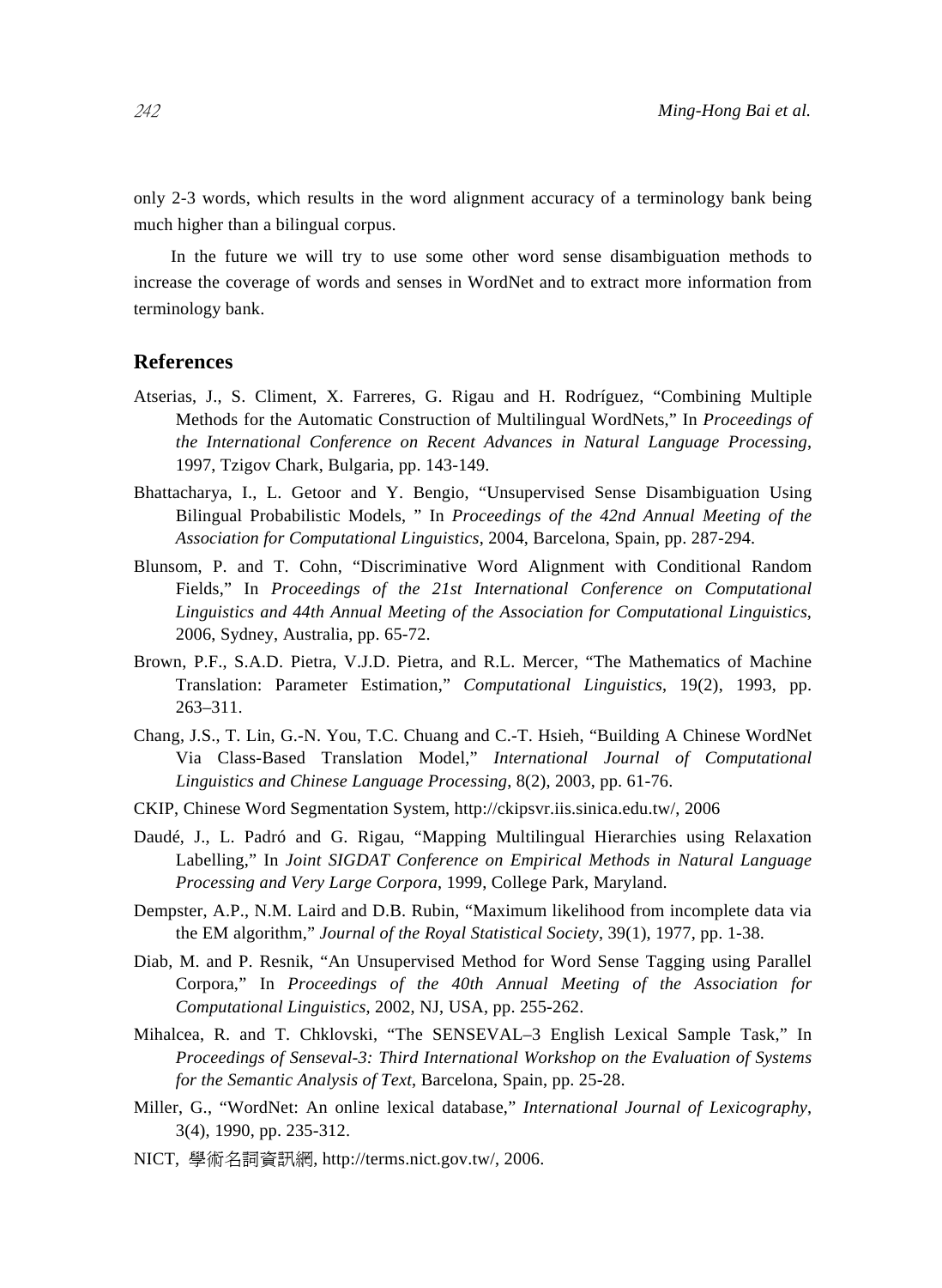only 2-3 words, which results in the word alignment accuracy of a terminology bank being much higher than a bilingual corpus.

In the future we will try to use some other word sense disambiguation methods to increase the coverage of words and senses in WordNet and to extract more information from terminology bank.

## References

Atserias, J., S. Climent, X. Farreres, G. Rigau and H. Rodríguez, "Combining Multiple Methods for the Automatic Construction of Multilingual WordNets," In *Proceedings of the International Conference on Recent Advances in Natural Language Processing*, 1997, Tzigov Chark, Bulgaria, pp. 143-149.

Bhattacharya, I., L. Getoor and Y. Bengio, "Unsupervised Sense Disambiguation Using Bilingual Probabilistic Models, " In *Proceedings of the 42nd Annual Meeting of the Association for Computational Linguistics*, 2004, Barcelona, Spain, pp. 287-294.

Blunsom, P. and T. Cohn, "Discriminative Word Alignment with Conditional Random Fields," In *Proceedings of the 21st International Conference on Computational Linguistics and 44th Annual Meeting of the Association for Computational Linguistics*, 2006, Sydney, Australia, pp. 65-72.

Brown, P.F., S.A.D. Pietra, V.J.D. Pietra, and R.L. Mercer, "The Mathematics of Machine Translation: Parameter Estimation," *Computational Linguistics*, 19(2), 1993, pp. 263–311.

Chang, J.S., T. Lin, G.-N. You, T.C. Chuang and C.-T. Hsieh, "Building A Chinese WordNet Via Class-Based Translation Model," *International Journal of Computational Linguistics and Chinese Language Processing*, 8(2), 2003, pp. 61-76.

CKIP, Chinese Word Segmentation System, http://ckipsvr.iis.sinica.edu.tw/, 2006

Daudé, J., L. Padró and G. Rigau, "Mapping Multilingual Hierarchies using Relaxation Labelling," In *Joint SIGDAT Conference on Empirical Methods in Natural Language Processing and Very Large Corpora*, 1999, College Park, Maryland.

Dempster, A.P., N.M. Laird and D.B. Rubin, "Maximum likelihood from incomplete data via the EM algorithm," *Journal of the Royal Statistical Society*, 39(1), 1977, pp. 1-38.

Diab, M. and P. Resnik, "An Unsupervised Method for Word Sense Tagging using Parallel Corpora," In *Proceedings of the 40th Annual Meeting of the Association for Computational Linguistics*, 2002, NJ, USA, pp. 255-262.

Mihalcea, R. and T. Chklovski, "The SENSEVAL–3 English Lexical Sample Task," In *Proceedings of Senseval-3: Third International Workshop on the Evaluation of Systems for the Semantic Analysis of Text*, Barcelona, Spain, pp. 25-28.

Miller, G., "WordNet: An online lexical database," *International Journal of Lexicography*, 3(4), 1990, pp. 235-312.

NICT, 學術名詞資訊網, http://terms.nict.gov.tw/, 2006.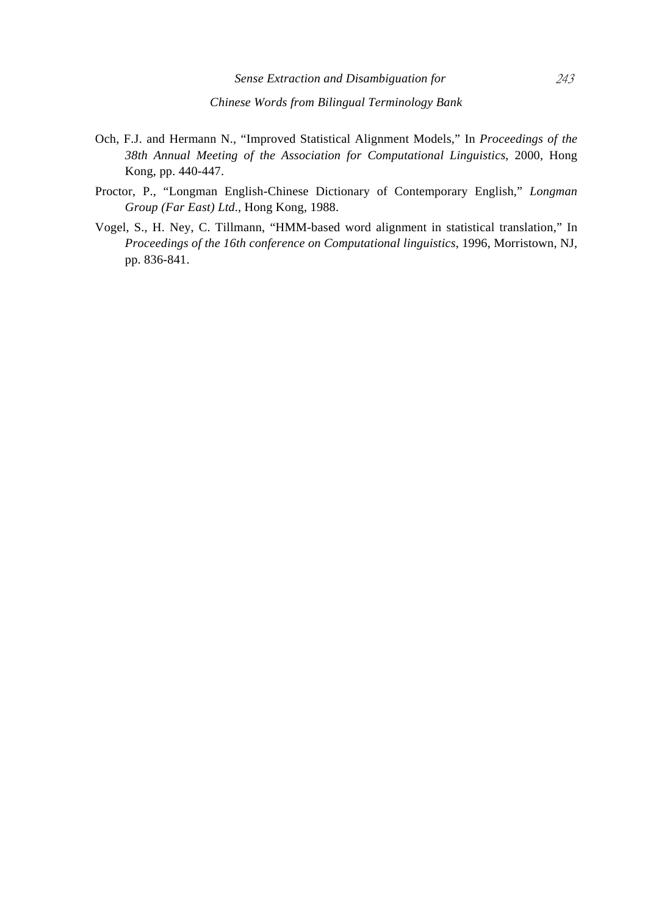Och, F.J. and Hermann N., "Improved Statistical Alignment Models," In *Proceedings of the 38th Annual Meeting of the Association for Computational Linguistics*, 2000, Hong Kong, pp. 440-447.

Proctor, P., "Longman English-Chinese Dictionary of Contemporary English," *Longman Group (Far East) Ltd*., Hong Kong, 1988.

Vogel, S., H. Ney, C. Tillmann, "HMM-based word alignment in statistical translation," In *Proceedings of the 16th conference on Computational linguistics*, 1996, Morristown, NJ, pp. 836-841.